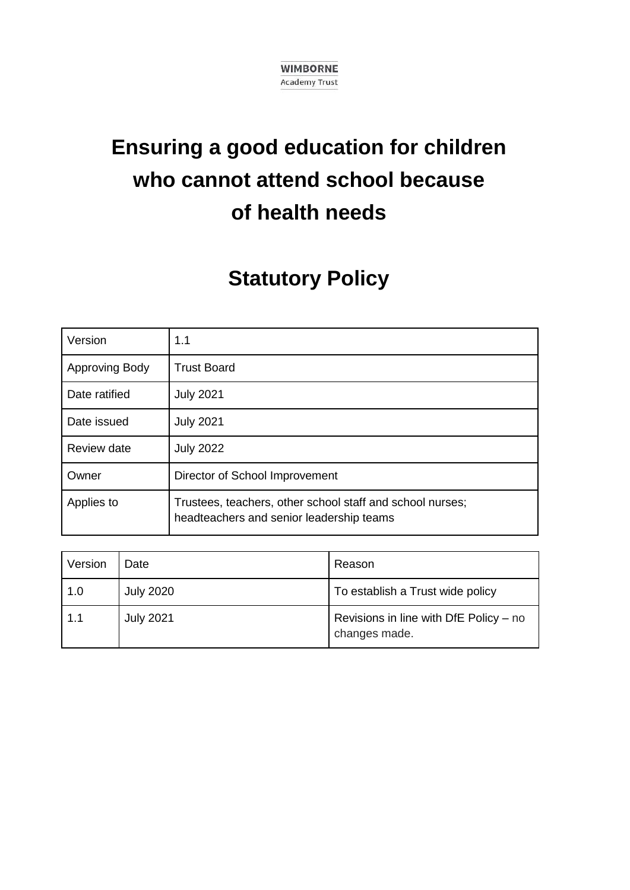WIMBORNE
Academy Trust

# Ensuring a good education for children who cannot attend school because of health needs

## Statutory Policy

| Version | 1.1 |
|---|---|
| Approving Body | Trust Board |
| Date ratified | July 2021 |
| Date issued | July 2021 |
| Review date | July 2022 |
| Owner | Director of School Improvement |
| Applies to | Trustees, teachers, other school staff and school nurses; headteachers and senior leadership teams |

| Version | Date | Reason |
|---|---|---|
| 1.0 | July 2020 | To establish a Trust wide policy |
| 1.1 | July 2021 | Revisions in line with DfE Policy – no changes made. |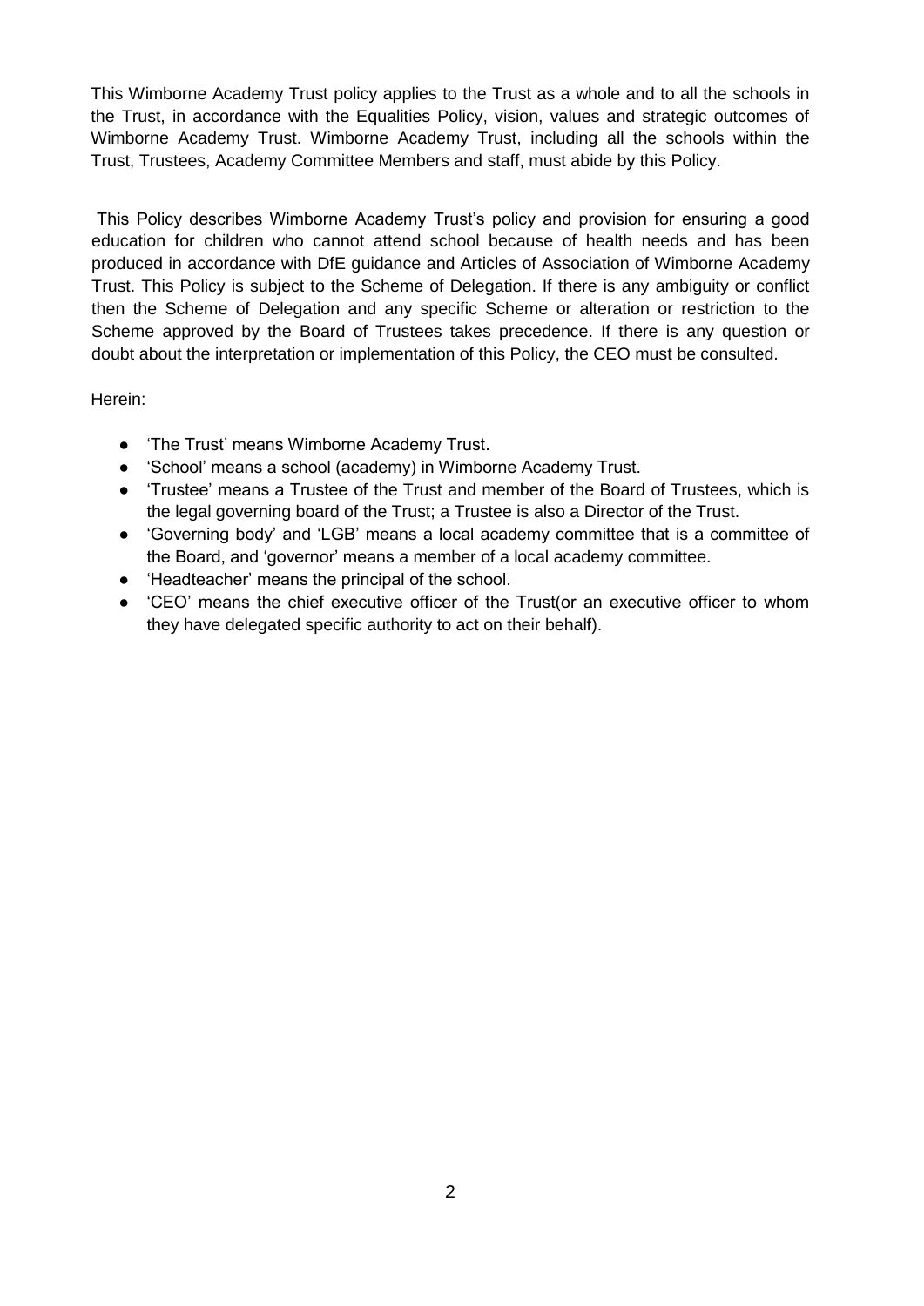This Wimborne Academy Trust policy applies to the Trust as a whole and to all the schools in the Trust, in accordance with the Equalities Policy, vision, values and strategic outcomes of Wimborne Academy Trust. Wimborne Academy Trust, including all the schools within the Trust, Trustees, Academy Committee Members and staff, must abide by this Policy.

This Policy describes Wimborne Academy Trust's policy and provision for ensuring a good education for children who cannot attend school because of health needs and has been produced in accordance with DfE guidance and Articles of Association of Wimborne Academy Trust. This Policy is subject to the Scheme of Delegation. If there is any ambiguity or conflict then the Scheme of Delegation and any specific Scheme or alteration or restriction to the Scheme approved by the Board of Trustees takes precedence. If there is any question or doubt about the interpretation or implementation of this Policy, the CEO must be consulted.

Herein:

- 'The Trust' means Wimborne Academy Trust.
- 'School' means a school (academy) in Wimborne Academy Trust.
- 'Trustee' means a Trustee of the Trust and member of the Board of Trustees, which is the legal governing board of the Trust; a Trustee is also a Director of the Trust.
- 'Governing body' and 'LGB' means a local academy committee that is a committee of the Board, and 'governor' means a member of a local academy committee.
- 'Headteacher' means the principal of the school.
- 'CEO' means the chief executive officer of the Trust(or an executive officer to whom they have delegated specific authority to act on their behalf).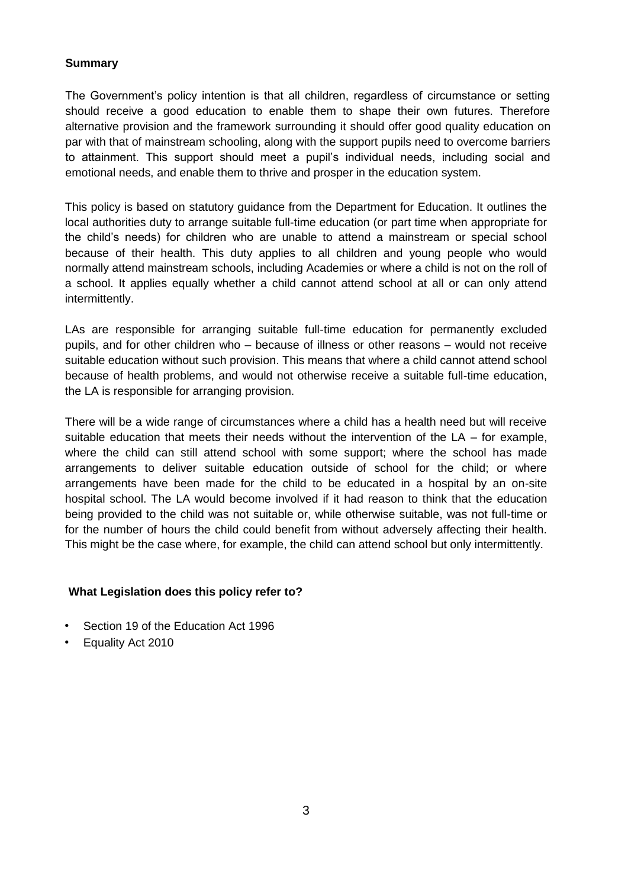**Summary**

The Government's policy intention is that all children, regardless of circumstance or setting should receive a good education to enable them to shape their own futures. Therefore alternative provision and the framework surrounding it should offer good quality education on par with that of mainstream schooling, along with the support pupils need to overcome barriers to attainment. This support should meet a pupil's individual needs, including social and emotional needs, and enable them to thrive and prosper in the education system.

This policy is based on statutory guidance from the Department for Education. It outlines the local authorities duty to arrange suitable full-time education (or part time when appropriate for the child's needs) for children who are unable to attend a mainstream or special school because of their health. This duty applies to all children and young people who would normally attend mainstream schools, including Academies or where a child is not on the roll of a school. It applies equally whether a child cannot attend school at all or can only attend intermittently.

LAs are responsible for arranging suitable full-time education for permanently excluded pupils, and for other children who – because of illness or other reasons – would not receive suitable education without such provision. This means that where a child cannot attend school because of health problems, and would not otherwise receive a suitable full-time education, the LA is responsible for arranging provision.

There will be a wide range of circumstances where a child has a health need but will receive suitable education that meets their needs without the intervention of the LA – for example, where the child can still attend school with some support; where the school has made arrangements to deliver suitable education outside of school for the child; or where arrangements have been made for the child to be educated in a hospital by an on-site hospital school. The LA would become involved if it had reason to think that the education being provided to the child was not suitable or, while otherwise suitable, was not full-time or for the number of hours the child could benefit from without adversely affecting their health. This might be the case where, for example, the child can attend school but only intermittently.

**What Legislation does this policy refer to?**

- Section 19 of the Education Act 1996
- Equality Act 2010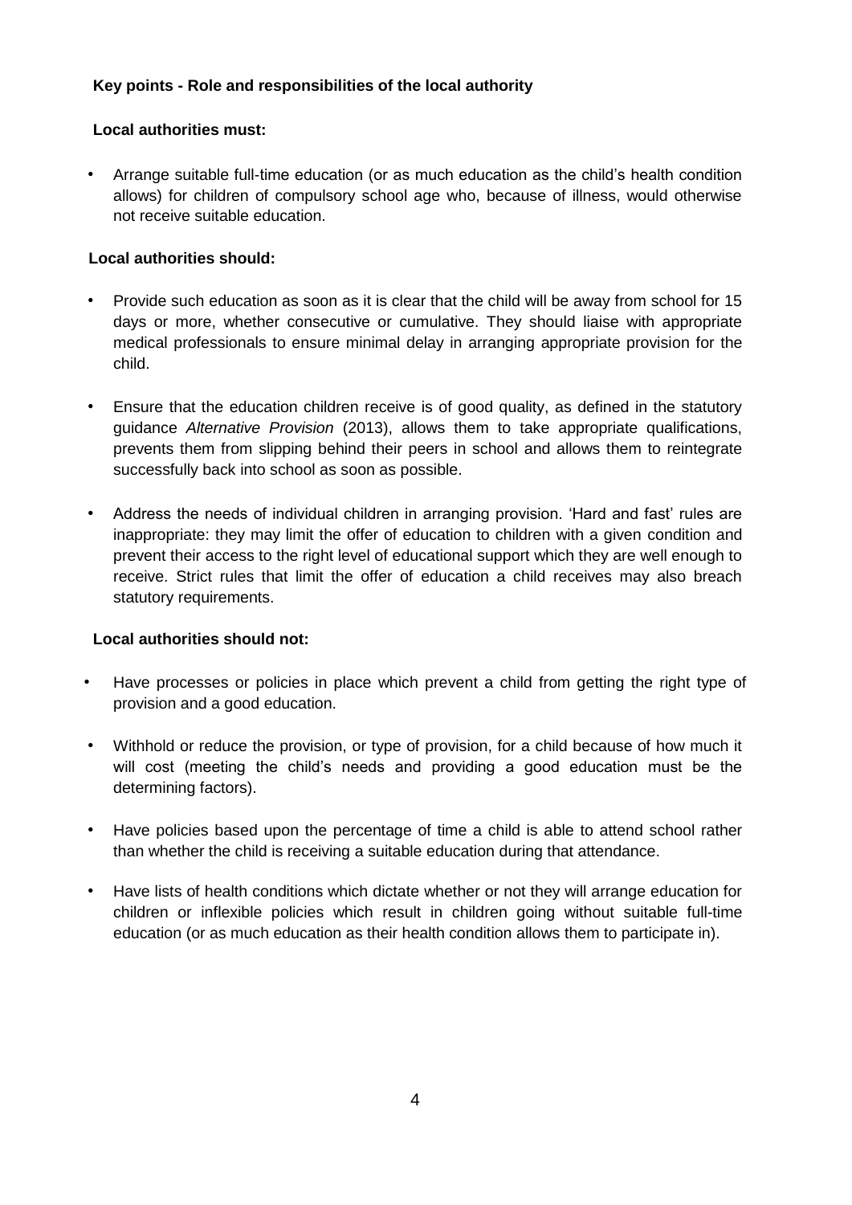**Key points - Role and responsibilities of the local authority**

**Local authorities must:**

- Arrange suitable full-time education (or as much education as the child's health condition allows) for children of compulsory school age who, because of illness, would otherwise not receive suitable education.

**Local authorities should:**

- Provide such education as soon as it is clear that the child will be away from school for 15 days or more, whether consecutive or cumulative. They should liaise with appropriate medical professionals to ensure minimal delay in arranging appropriate provision for the child.
- Ensure that the education children receive is of good quality, as defined in the statutory guidance *Alternative Provision* (2013), allows them to take appropriate qualifications, prevents them from slipping behind their peers in school and allows them to reintegrate successfully back into school as soon as possible.
- Address the needs of individual children in arranging provision. 'Hard and fast' rules are inappropriate: they may limit the offer of education to children with a given condition and prevent their access to the right level of educational support which they are well enough to receive. Strict rules that limit the offer of education a child receives may also breach statutory requirements.

**Local authorities should not:**

- Have processes or policies in place which prevent a child from getting the right type of provision and a good education.
- Withhold or reduce the provision, or type of provision, for a child because of how much it will cost (meeting the child's needs and providing a good education must be the determining factors).
- Have policies based upon the percentage of time a child is able to attend school rather than whether the child is receiving a suitable education during that attendance.
- Have lists of health conditions which dictate whether or not they will arrange education for children or inflexible policies which result in children going without suitable full-time education (or as much education as their health condition allows them to participate in).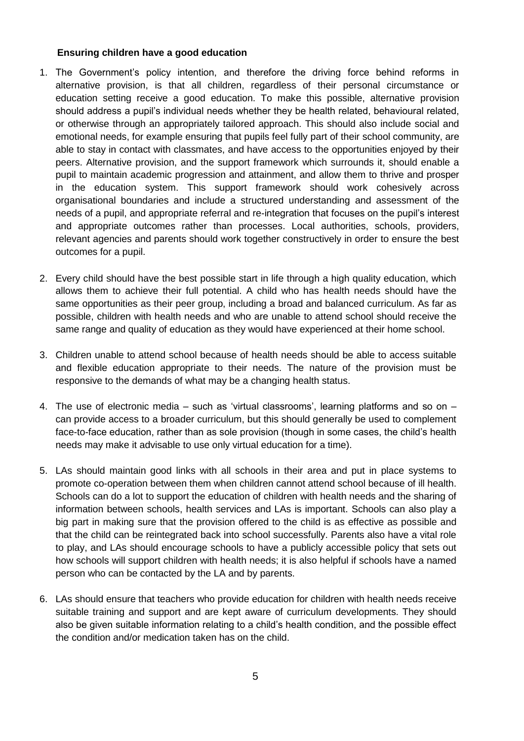**Ensuring children have a good education**

1. The Government's policy intention, and therefore the driving force behind reforms in alternative provision, is that all children, regardless of their personal circumstance or education setting receive a good education. To make this possible, alternative provision should address a pupil's individual needs whether they be health related, behavioural related, or otherwise through an appropriately tailored approach. This should also include social and emotional needs, for example ensuring that pupils feel fully part of their school community, are able to stay in contact with classmates, and have access to the opportunities enjoyed by their peers. Alternative provision, and the support framework which surrounds it, should enable a pupil to maintain academic progression and attainment, and allow them to thrive and prosper in the education system. This support framework should work cohesively across organisational boundaries and include a structured understanding and assessment of the needs of a pupil, and appropriate referral and re-integration that focuses on the pupil's interest and appropriate outcomes rather than processes. Local authorities, schools, providers, relevant agencies and parents should work together constructively in order to ensure the best outcomes for a pupil.

2. Every child should have the best possible start in life through a high quality education, which allows them to achieve their full potential. A child who has health needs should have the same opportunities as their peer group, including a broad and balanced curriculum. As far as possible, children with health needs and who are unable to attend school should receive the same range and quality of education as they would have experienced at their home school.

3. Children unable to attend school because of health needs should be able to access suitable and flexible education appropriate to their needs. The nature of the provision must be responsive to the demands of what may be a changing health status.

4. The use of electronic media – such as 'virtual classrooms', learning platforms and so on – can provide access to a broader curriculum, but this should generally be used to complement face-to-face education, rather than as sole provision (though in some cases, the child's health needs may make it advisable to use only virtual education for a time).

5. LAs should maintain good links with all schools in their area and put in place systems to promote co-operation between them when children cannot attend school because of ill health. Schools can do a lot to support the education of children with health needs and the sharing of information between schools, health services and LAs is important. Schools can also play a big part in making sure that the provision offered to the child is as effective as possible and that the child can be reintegrated back into school successfully. Parents also have a vital role to play, and LAs should encourage schools to have a publicly accessible policy that sets out how schools will support children with health needs; it is also helpful if schools have a named person who can be contacted by the LA and by parents.

6. LAs should ensure that teachers who provide education for children with health needs receive suitable training and support and are kept aware of curriculum developments. They should also be given suitable information relating to a child's health condition, and the possible effect the condition and/or medication taken has on the child.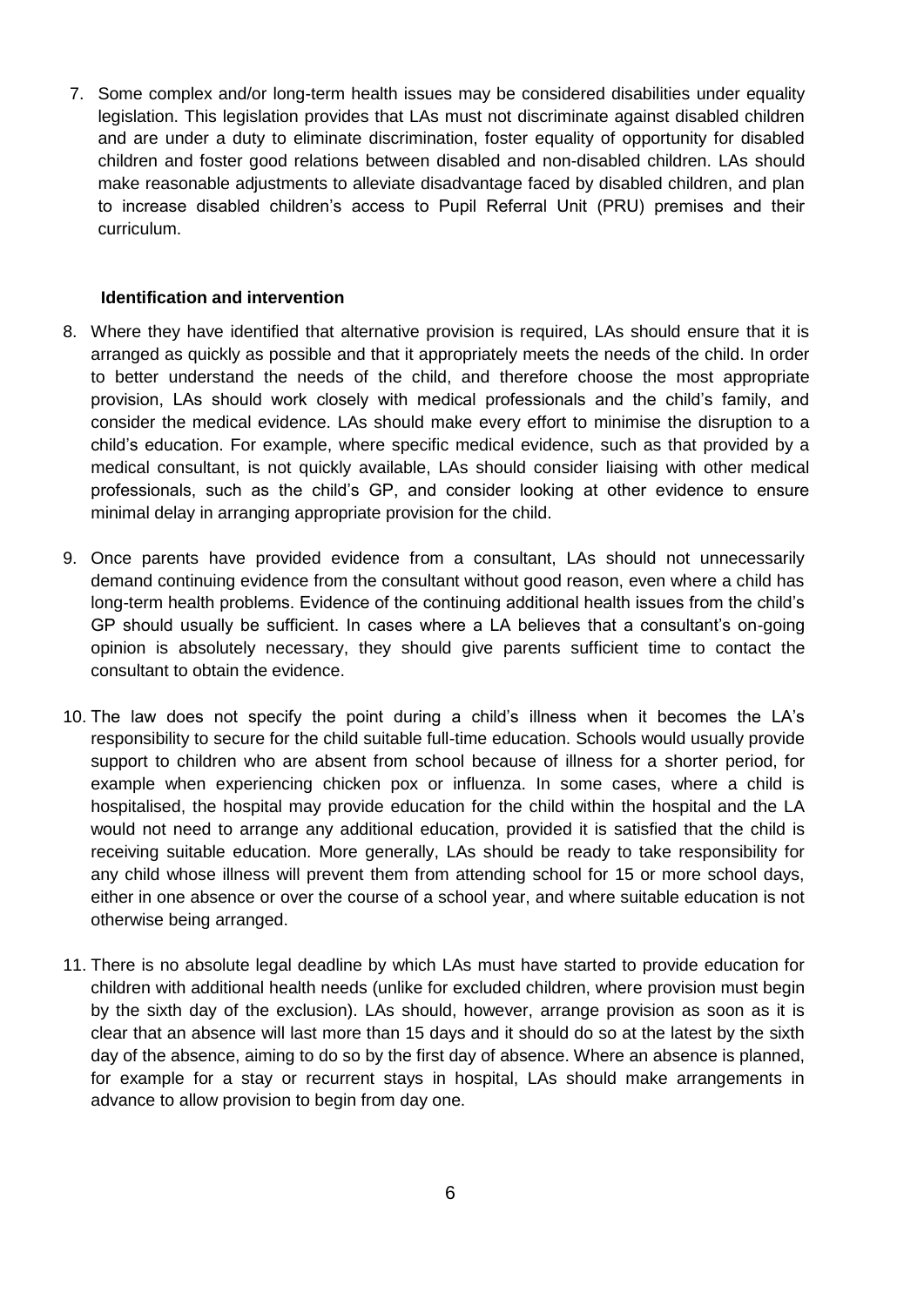7. Some complex and/or long-term health issues may be considered disabilities under equality legislation. This legislation provides that LAs must not discriminate against disabled children and are under a duty to eliminate discrimination, foster equality of opportunity for disabled children and foster good relations between disabled and non-disabled children. LAs should make reasonable adjustments to alleviate disadvantage faced by disabled children, and plan to increase disabled children's access to Pupil Referral Unit (PRU) premises and their curriculum.

**Identification and intervention**

8. Where they have identified that alternative provision is required, LAs should ensure that it is arranged as quickly as possible and that it appropriately meets the needs of the child. In order to better understand the needs of the child, and therefore choose the most appropriate provision, LAs should work closely with medical professionals and the child's family, and consider the medical evidence. LAs should make every effort to minimise the disruption to a child's education. For example, where specific medical evidence, such as that provided by a medical consultant, is not quickly available, LAs should consider liaising with other medical professionals, such as the child's GP, and consider looking at other evidence to ensure minimal delay in arranging appropriate provision for the child.

9. Once parents have provided evidence from a consultant, LAs should not unnecessarily demand continuing evidence from the consultant without good reason, even where a child has long-term health problems. Evidence of the continuing additional health issues from the child's GP should usually be sufficient. In cases where a LA believes that a consultant's on-going opinion is absolutely necessary, they should give parents sufficient time to contact the consultant to obtain the evidence.

10. The law does not specify the point during a child's illness when it becomes the LA's responsibility to secure for the child suitable full-time education. Schools would usually provide support to children who are absent from school because of illness for a shorter period, for example when experiencing chicken pox or influenza. In some cases, where a child is hospitalised, the hospital may provide education for the child within the hospital and the LA would not need to arrange any additional education, provided it is satisfied that the child is receiving suitable education. More generally, LAs should be ready to take responsibility for any child whose illness will prevent them from attending school for 15 or more school days, either in one absence or over the course of a school year, and where suitable education is not otherwise being arranged.

11. There is no absolute legal deadline by which LAs must have started to provide education for children with additional health needs (unlike for excluded children, where provision must begin by the sixth day of the exclusion). LAs should, however, arrange provision as soon as it is clear that an absence will last more than 15 days and it should do so at the latest by the sixth day of the absence, aiming to do so by the first day of absence. Where an absence is planned, for example for a stay or recurrent stays in hospital, LAs should make arrangements in advance to allow provision to begin from day one.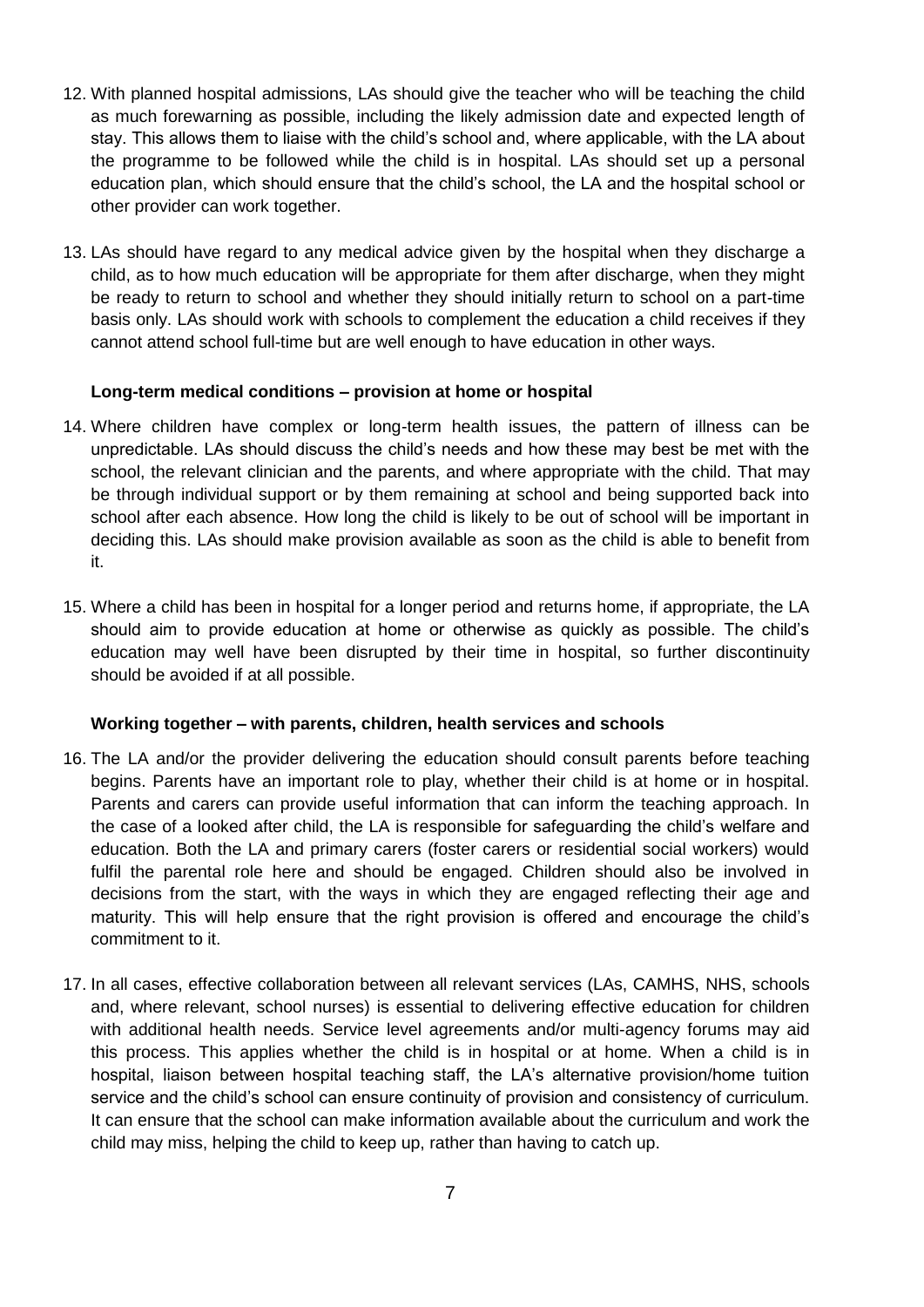12. With planned hospital admissions, LAs should give the teacher who will be teaching the child as much forewarning as possible, including the likely admission date and expected length of stay. This allows them to liaise with the child's school and, where applicable, with the LA about the programme to be followed while the child is in hospital. LAs should set up a personal education plan, which should ensure that the child's school, the LA and the hospital school or other provider can work together.

13. LAs should have regard to any medical advice given by the hospital when they discharge a child, as to how much education will be appropriate for them after discharge, when they might be ready to return to school and whether they should initially return to school on a part-time basis only. LAs should work with schools to complement the education a child receives if they cannot attend school full-time but are well enough to have education in other ways.

**Long-term medical conditions – provision at home or hospital**

14. Where children have complex or long-term health issues, the pattern of illness can be unpredictable. LAs should discuss the child's needs and how these may best be met with the school, the relevant clinician and the parents, and where appropriate with the child. That may be through individual support or by them remaining at school and being supported back into school after each absence. How long the child is likely to be out of school will be important in deciding this. LAs should make provision available as soon as the child is able to benefit from it.

15. Where a child has been in hospital for a longer period and returns home, if appropriate, the LA should aim to provide education at home or otherwise as quickly as possible. The child's education may well have been disrupted by their time in hospital, so further discontinuity should be avoided if at all possible.

**Working together – with parents, children, health services and schools**

16. The LA and/or the provider delivering the education should consult parents before teaching begins. Parents have an important role to play, whether their child is at home or in hospital. Parents and carers can provide useful information that can inform the teaching approach. In the case of a looked after child, the LA is responsible for safeguarding the child's welfare and education. Both the LA and primary carers (foster carers or residential social workers) would fulfil the parental role here and should be engaged. Children should also be involved in decisions from the start, with the ways in which they are engaged reflecting their age and maturity. This will help ensure that the right provision is offered and encourage the child's commitment to it.

17. In all cases, effective collaboration between all relevant services (LAs, CAMHS, NHS, schools and, where relevant, school nurses) is essential to delivering effective education for children with additional health needs. Service level agreements and/or multi-agency forums may aid this process. This applies whether the child is in hospital or at home. When a child is in hospital, liaison between hospital teaching staff, the LA's alternative provision/home tuition service and the child's school can ensure continuity of provision and consistency of curriculum. It can ensure that the school can make information available about the curriculum and work the child may miss, helping the child to keep up, rather than having to catch up.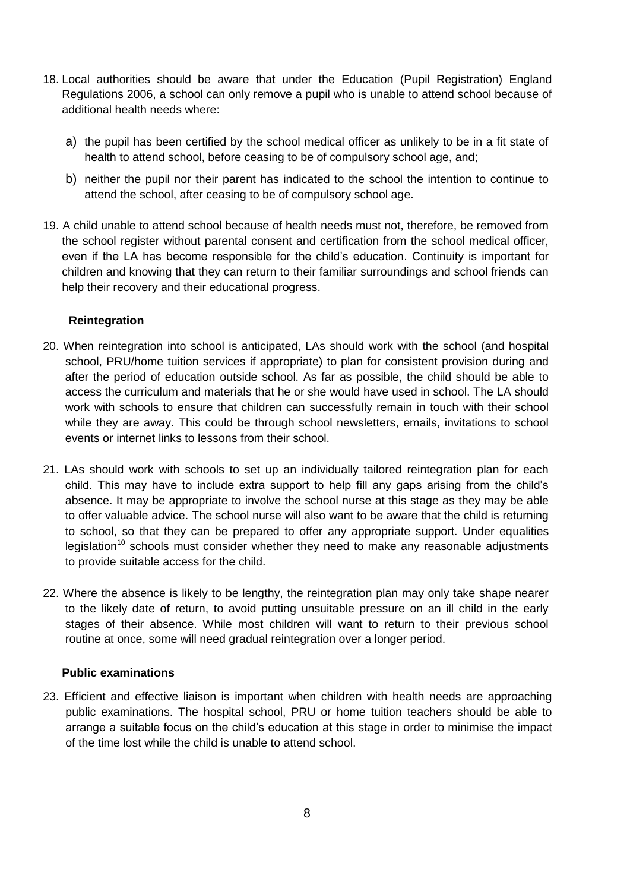18. Local authorities should be aware that under the Education (Pupil Registration) England Regulations 2006, a school can only remove a pupil who is unable to attend school because of additional health needs where:

    a) the pupil has been certified by the school medical officer as unlikely to be in a fit state of health to attend school, before ceasing to be of compulsory school age, and;

    b) neither the pupil nor their parent has indicated to the school the intention to continue to attend the school, after ceasing to be of compulsory school age.

19. A child unable to attend school because of health needs must not, therefore, be removed from the school register without parental consent and certification from the school medical officer, even if the LA has become responsible for the child's education. Continuity is important for children and knowing that they can return to their familiar surroundings and school friends can help their recovery and their educational progress.

**Reintegration**

20. When reintegration into school is anticipated, LAs should work with the school (and hospital school, PRU/home tuition services if appropriate) to plan for consistent provision during and after the period of education outside school. As far as possible, the child should be able to access the curriculum and materials that he or she would have used in school. The LA should work with schools to ensure that children can successfully remain in touch with their school while they are away. This could be through school newsletters, emails, invitations to school events or internet links to lessons from their school.

21. LAs should work with schools to set up an individually tailored reintegration plan for each child. This may have to include extra support to help fill any gaps arising from the child's absence. It may be appropriate to involve the school nurse at this stage as they may be able to offer valuable advice. The school nurse will also want to be aware that the child is returning to school, so that they can be prepared to offer any appropriate support. Under equalities legislation[10] schools must consider whether they need to make any reasonable adjustments to provide suitable access for the child.

22. Where the absence is likely to be lengthy, the reintegration plan may only take shape nearer to the likely date of return, to avoid putting unsuitable pressure on an ill child in the early stages of their absence. While most children will want to return to their previous school routine at once, some will need gradual reintegration over a longer period.

**Public examinations**

23. Efficient and effective liaison is important when children with health needs are approaching public examinations. The hospital school, PRU or home tuition teachers should be able to arrange a suitable focus on the child's education at this stage in order to minimise the impact of the time lost while the child is unable to attend school.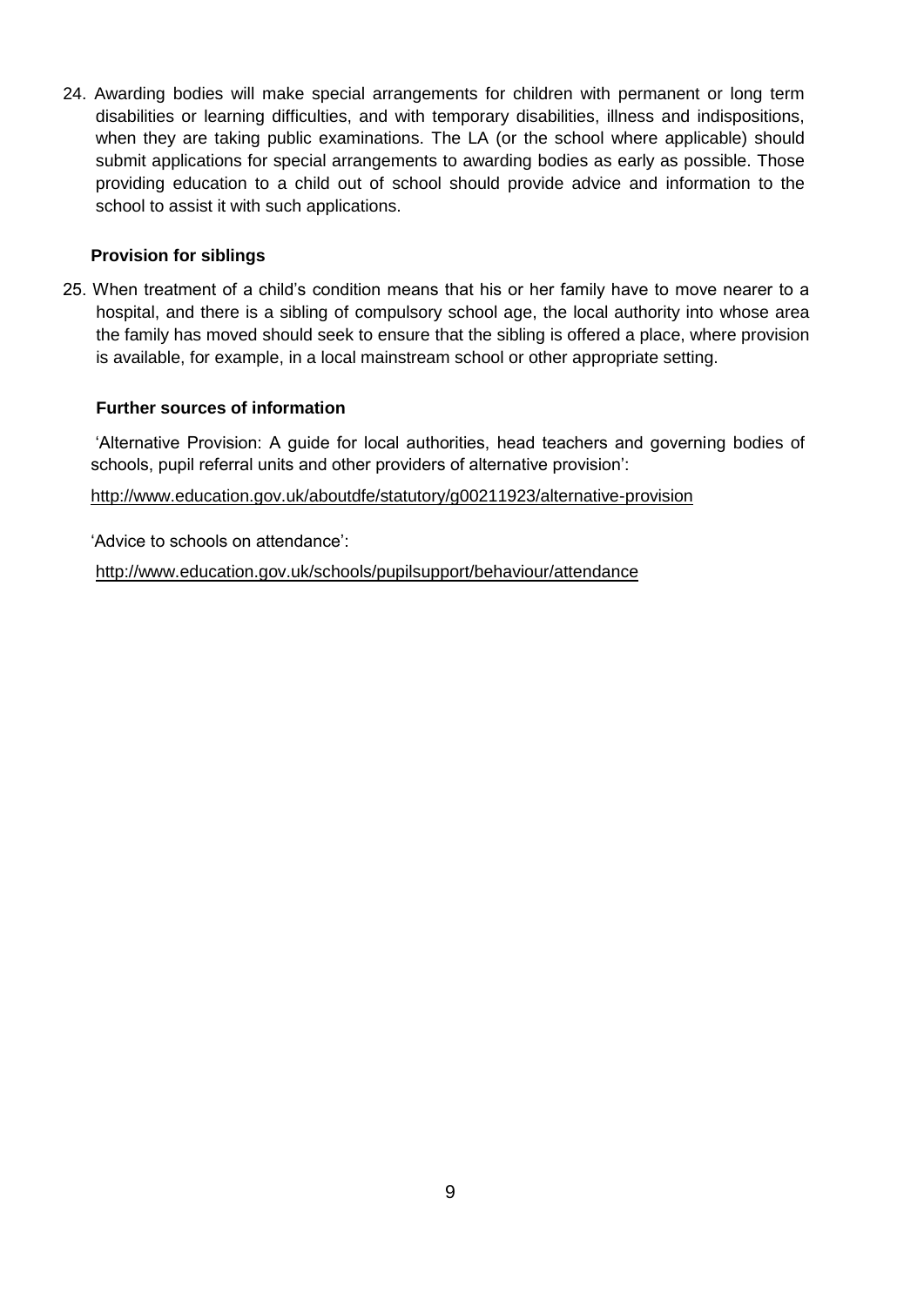24. Awarding bodies will make special arrangements for children with permanent or long term disabilities or learning difficulties, and with temporary disabilities, illness and indispositions, when they are taking public examinations. The LA (or the school where applicable) should submit applications for special arrangements to awarding bodies as early as possible. Those providing education to a child out of school should provide advice and information to the school to assist it with such applications.

### Provision for siblings

25. When treatment of a child's condition means that his or her family have to move nearer to a hospital, and there is a sibling of compulsory school age, the local authority into whose area the family has moved should seek to ensure that the sibling is offered a place, where provision is available, for example, in a local mainstream school or other appropriate setting.

### Further sources of information

'Alternative Provision: A guide for local authorities, head teachers and governing bodies of schools, pupil referral units and other providers of alternative provision':

http://www.education.gov.uk/aboutdfe/statutory/g00211923/alternative-provision

'Advice to schools on attendance':

http://www.education.gov.uk/schools/pupilsupport/behaviour/attendance